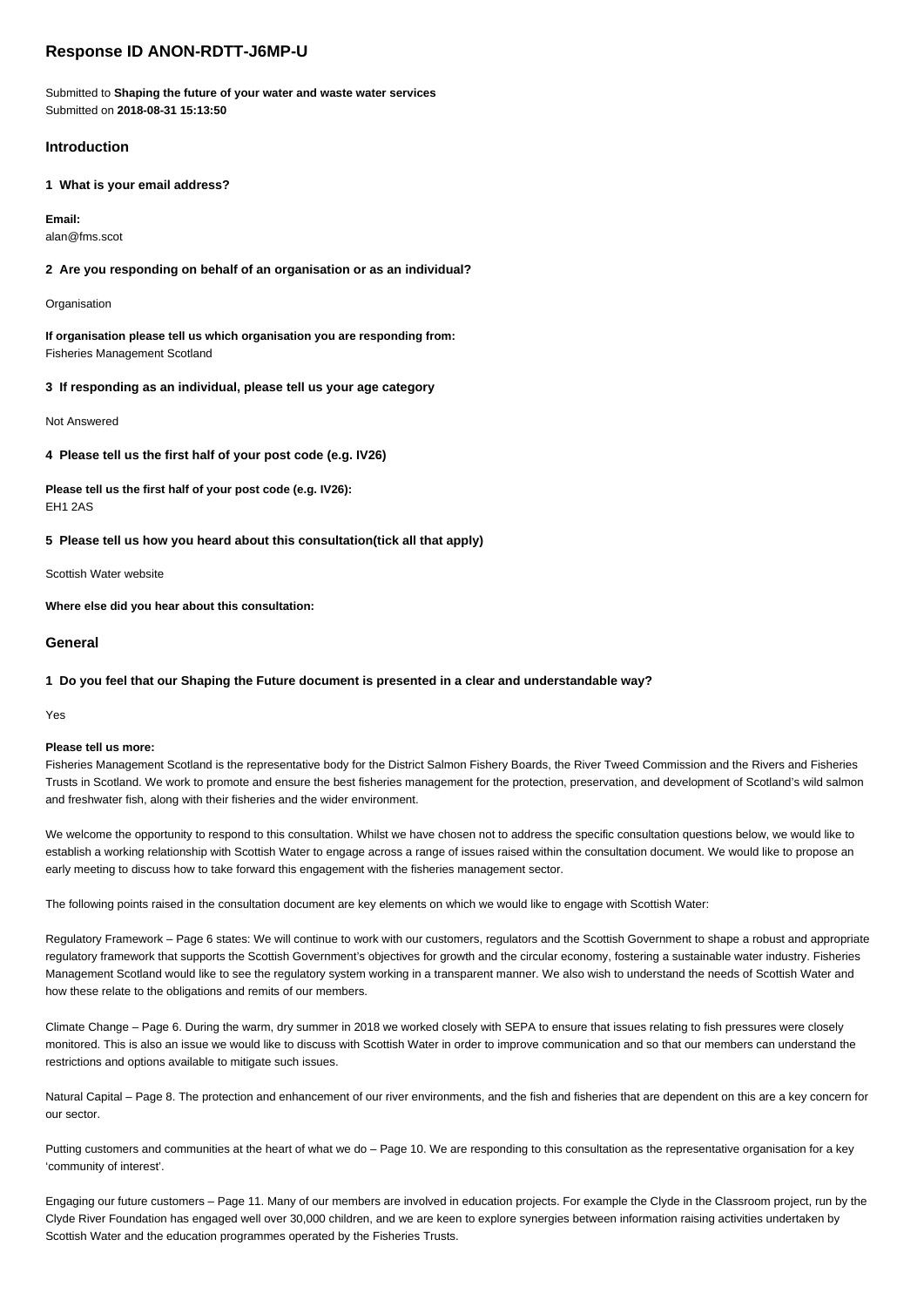# Response ID ANON-RDTT-J6MP-U

Submitted to **Shaping the future of your water and waste water services**
Submitted on **2018-08-31 15:13:50**

## Introduction

**1 What is your email address?**

**Email:**
alan@fms.scot

**2 Are you responding on behalf of an organisation or as an individual?**

Organisation

**If organisation please tell us which organisation you are responding from:**
Fisheries Management Scotland

**3 If responding as an individual, please tell us your age category**

Not Answered

**4 Please tell us the first half of your post code (e.g. IV26)**

**Please tell us the first half of your post code (e.g. IV26):**
EH1 2AS

**5 Please tell us how you heard about this consultation(tick all that apply)**

Scottish Water website

**Where else did you hear about this consultation:**

## General

**1 Do you feel that our Shaping the Future document is presented in a clear and understandable way?**

Yes

**Please tell us more:**
Fisheries Management Scotland is the representative body for the District Salmon Fishery Boards, the River Tweed Commission and the Rivers and Fisheries Trusts in Scotland. We work to promote and ensure the best fisheries management for the protection, preservation, and development of Scotland's wild salmon and freshwater fish, along with their fisheries and the wider environment.

We welcome the opportunity to respond to this consultation. Whilst we have chosen not to address the specific consultation questions below, we would like to establish a working relationship with Scottish Water to engage across a range of issues raised within the consultation document. We would like to propose an early meeting to discuss how to take forward this engagement with the fisheries management sector.

The following points raised in the consultation document are key elements on which we would like to engage with Scottish Water:

Regulatory Framework – Page 6 states: We will continue to work with our customers, regulators and the Scottish Government to shape a robust and appropriate regulatory framework that supports the Scottish Government's objectives for growth and the circular economy, fostering a sustainable water industry. Fisheries Management Scotland would like to see the regulatory system working in a transparent manner. We also wish to understand the needs of Scottish Water and how these relate to the obligations and remits of our members.

Climate Change – Page 6. During the warm, dry summer in 2018 we worked closely with SEPA to ensure that issues relating to fish pressures were closely monitored. This is also an issue we would like to discuss with Scottish Water in order to improve communication and so that our members can understand the restrictions and options available to mitigate such issues.

Natural Capital – Page 8. The protection and enhancement of our river environments, and the fish and fisheries that are dependent on this are a key concern for our sector.

Putting customers and communities at the heart of what we do – Page 10. We are responding to this consultation as the representative organisation for a key 'community of interest'.

Engaging our future customers – Page 11. Many of our members are involved in education projects. For example the Clyde in the Classroom project, run by the Clyde River Foundation has engaged well over 30,000 children, and we are keen to explore synergies between information raising activities undertaken by Scottish Water and the education programmes operated by the Fisheries Trusts.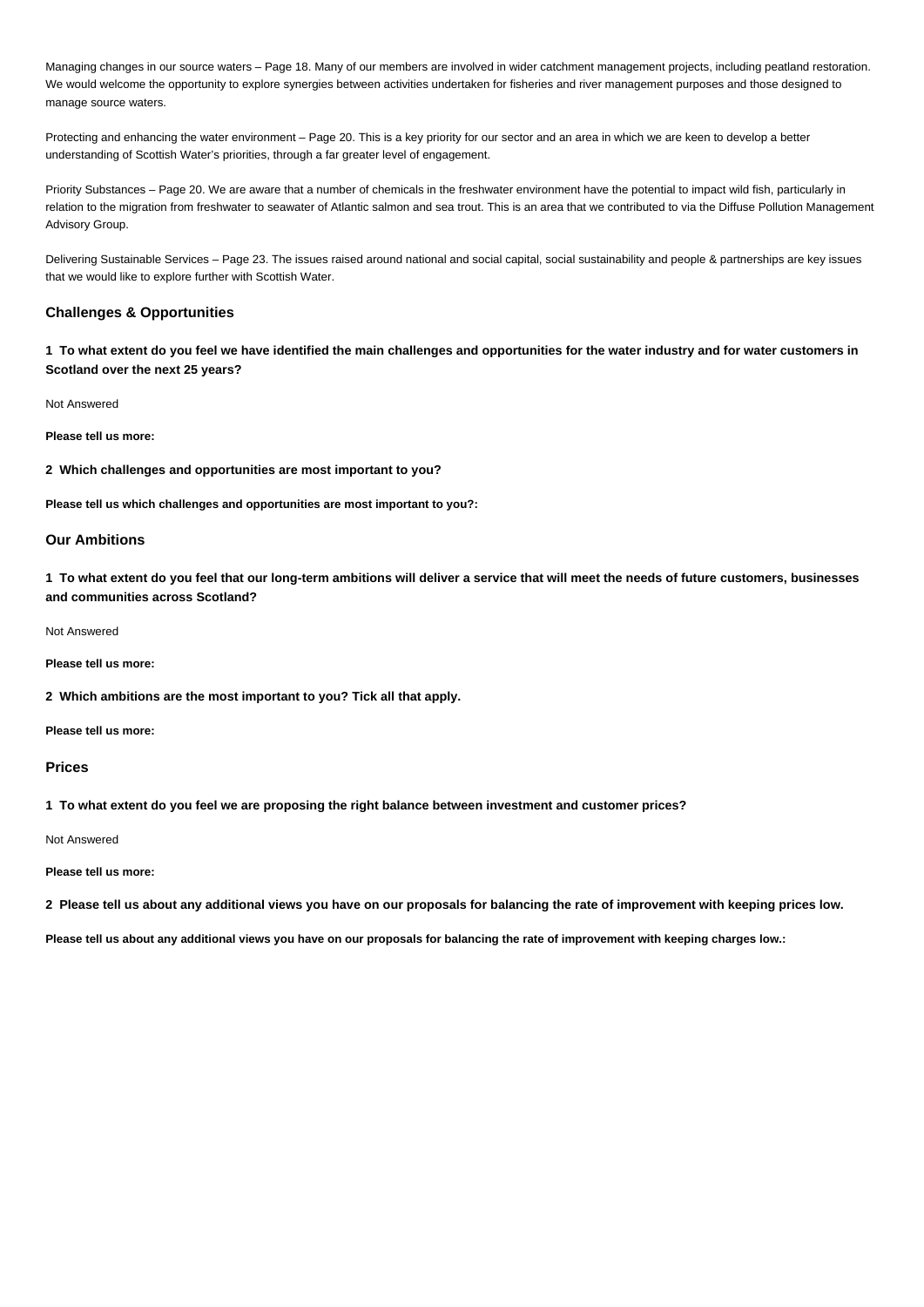Managing changes in our source waters – Page 18. Many of our members are involved in wider catchment management projects, including peatland restoration. We would welcome the opportunity to explore synergies between activities undertaken for fisheries and river management purposes and those designed to manage source waters.

Protecting and enhancing the water environment – Page 20. This is a key priority for our sector and an area in which we are keen to develop a better understanding of Scottish Water's priorities, through a far greater level of engagement.

Priority Substances – Page 20. We are aware that a number of chemicals in the freshwater environment have the potential to impact wild fish, particularly in relation to the migration from freshwater to seawater of Atlantic salmon and sea trout. This is an area that we contributed to via the Diffuse Pollution Management Advisory Group.

Delivering Sustainable Services – Page 23. The issues raised around national and social capital, social sustainability and people & partnerships are key issues that we would like to explore further with Scottish Water.

### Challenges & Opportunities

**1 To what extent do you feel we have identified the main challenges and opportunities for the water industry and for water customers in Scotland over the next 25 years?**

Not Answered

**Please tell us more:**

**2 Which challenges and opportunities are most important to you?**

**Please tell us which challenges and opportunities are most important to you?:**

### Our Ambitions

**1 To what extent do you feel that our long-term ambitions will deliver a service that will meet the needs of future customers, businesses and communities across Scotland?**

Not Answered

**Please tell us more:**

**2 Which ambitions are the most important to you? Tick all that apply.**

**Please tell us more:**

### Prices

**1 To what extent do you feel we are proposing the right balance between investment and customer prices?**

Not Answered

**Please tell us more:**

**2 Please tell us about any additional views you have on our proposals for balancing the rate of improvement with keeping prices low.**

**Please tell us about any additional views you have on our proposals for balancing the rate of improvement with keeping charges low.:**